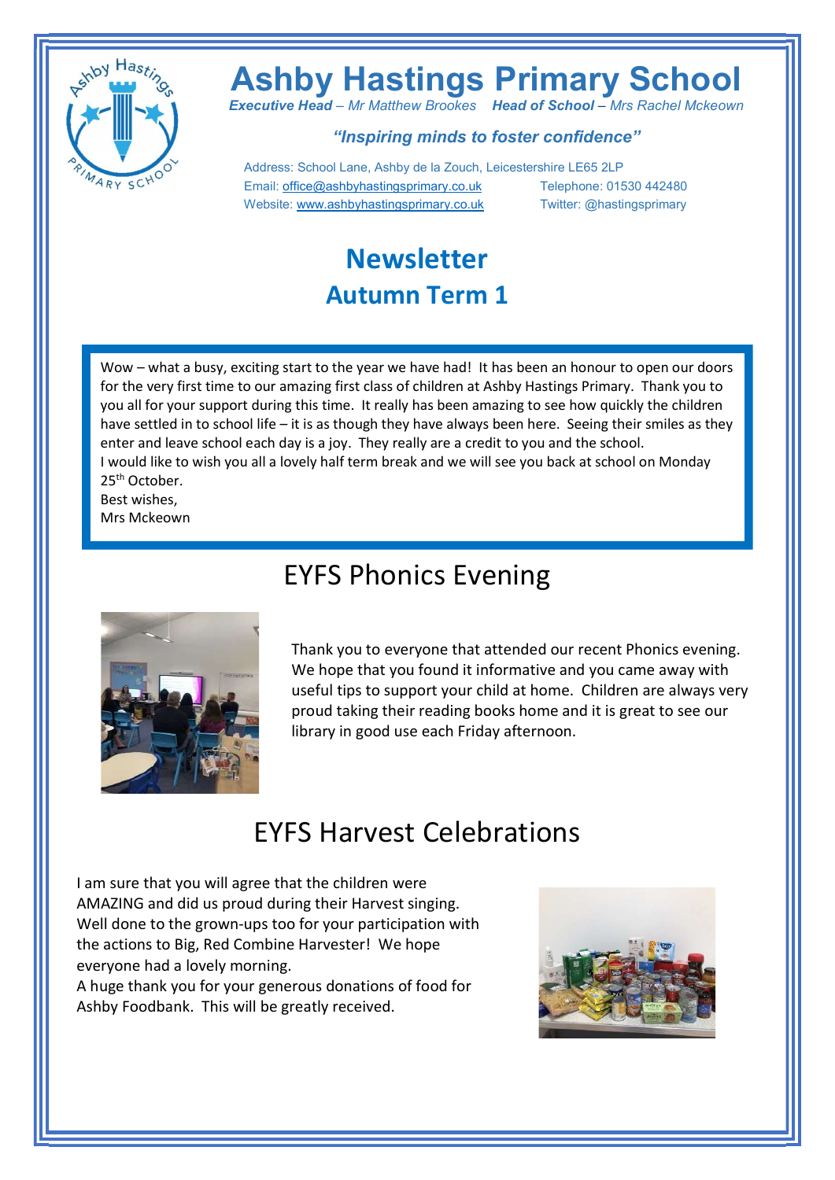# Ashby Hastings Primary School

***Executive Head** – Mr Matthew Brookes* ***Head of School** – Mrs Rachel Mckeown*

***"Inspiring minds to foster confidence"***

Address: School Lane, Ashby de la Zouch, Leicestershire LE65 2LP
Email: office@ashbyhastingsprimary.co.uk Telephone: 01530 442480
Website: www.ashbyhastingsprimary.co.uk Twitter: @hastingsprimary

## Newsletter
## Autumn Term 1

Wow – what a busy, exciting start to the year we have had! It has been an honour to open our doors for the very first time to our amazing first class of children at Ashby Hastings Primary. Thank you to you all for your support during this time. It really has been amazing to see how quickly the children have settled in to school life – it is as though they have always been here. Seeing their smiles as they enter and leave school each day is a joy. They really are a credit to you and the school.
I would like to wish you all a lovely half term break and we will see you back at school on Monday 25th October.
Best wishes,
Mrs Mckeown

## EYFS Phonics Evening

Thank you to everyone that attended our recent Phonics evening. We hope that you found it informative and you came away with useful tips to support your child at home. Children are always very proud taking their reading books home and it is great to see our library in good use each Friday afternoon.

## EYFS Harvest Celebrations

I am sure that you will agree that the children were AMAZING and did us proud during their Harvest singing. Well done to the grown-ups too for your participation with the actions to Big, Red Combine Harvester! We hope everyone had a lovely morning.
A huge thank you for your generous donations of food for Ashby Foodbank. This will be greatly received.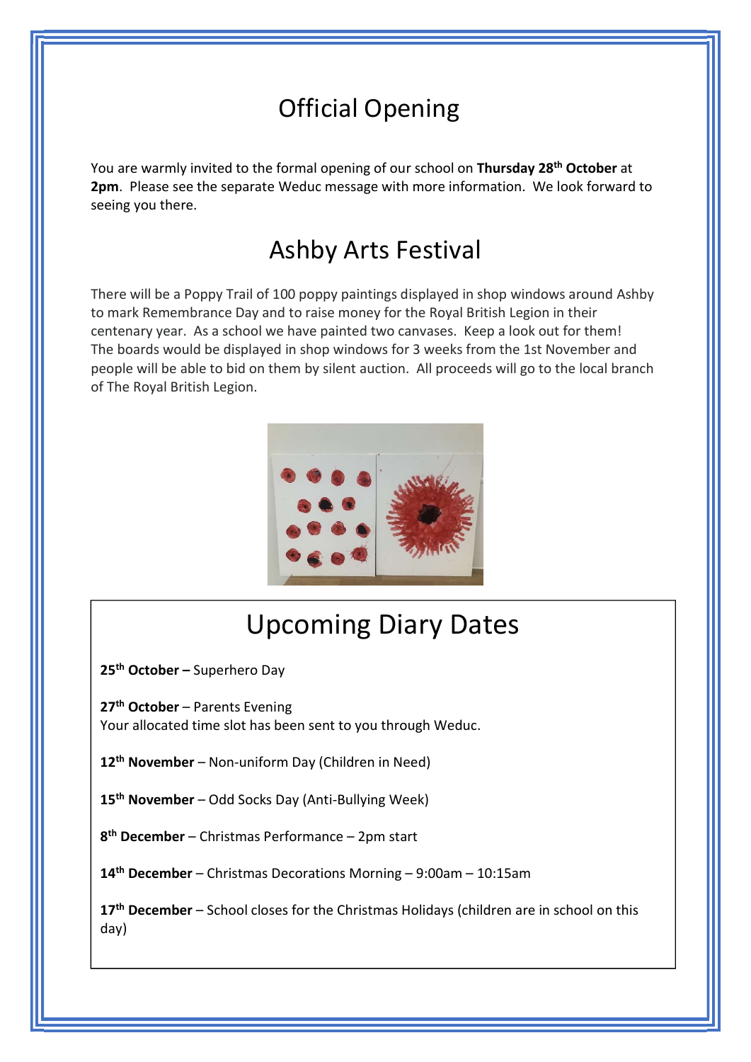# Official Opening

You are warmly invited to the formal opening of our school on **Thursday 28th October** at **2pm**. Please see the separate Weduc message with more information. We look forward to seeing you there.

# Ashby Arts Festival

There will be a Poppy Trail of 100 poppy paintings displayed in shop windows around Ashby to mark Remembrance Day and to raise money for the Royal British Legion in their centenary year. As a school we have painted two canvases. Keep a look out for them! The boards would be displayed in shop windows for 3 weeks from the 1st November and people will be able to bid on them by silent auction. All proceeds will go to the local branch of The Royal British Legion.

# Upcoming Diary Dates

**25th October –** Superhero Day

**27th October** – Parents Evening
Your allocated time slot has been sent to you through Weduc.

**12th November** – Non-uniform Day (Children in Need)

**15th November** – Odd Socks Day (Anti-Bullying Week)

**8th December** – Christmas Performance – 2pm start

**14th December** – Christmas Decorations Morning – 9:00am – 10:15am

**17th December** – School closes for the Christmas Holidays (children are in school on this day)